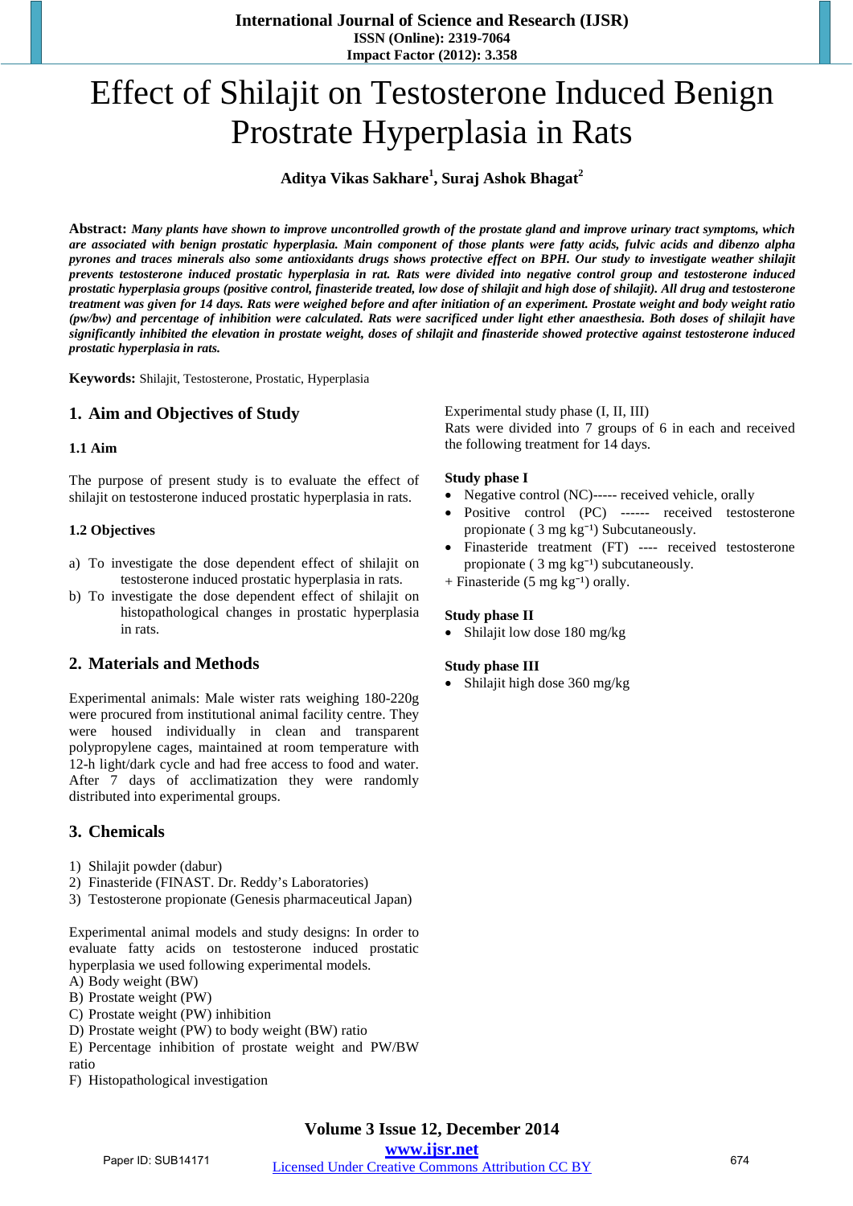# Effect of Shilajit on Testosterone Induced Benign Prostrate Hyperplasia in Rats

**Aditya Vikas Sakhare[1], Suraj Ashok Bhagat[2]**

**Abstract:** ***Many plants have shown to improve uncontrolled growth of the prostate gland and improve urinary tract symptoms, which are associated with benign prostatic hyperplasia. Main component of those plants were fatty acids, fulvic acids and dibenzo alpha pyrones and traces minerals also some antioxidants drugs shows protective effect on BPH. Our study to investigate weather shilajit prevents testosterone induced prostatic hyperplasia in rat. Rats were divided into negative control group and testosterone induced prostatic hyperplasia groups (positive control, finasteride treated, low dose of shilajit and high dose of shilajit). All drug and testosterone treatment was given for 14 days. Rats were weighed before and after initiation of an experiment. Prostate weight and body weight ratio (pw/bw) and percentage of inhibition were calculated. Rats were sacrificed under light ether anaesthesia. Both doses of shilajit have significantly inhibited the elevation in prostate weight, doses of shilajit and finasteride showed protective against testosterone induced prostatic hyperplasia in rats.***

**Keywords:** Shilajit, Testosterone, Prostatic, Hyperplasia

## 1. Aim and Objectives of Study

### 1.1 Aim

The purpose of present study is to evaluate the effect of shilajit on testosterone induced prostatic hyperplasia in rats.

### 1.2 Objectives

a) To investigate the dose dependent effect of shilajit on testosterone induced prostatic hyperplasia in rats.
b) To investigate the dose dependent effect of shilajit on histopathological changes in prostatic hyperplasia in rats.

## 2. Materials and Methods

Experimental animals: Male wister rats weighing 180-220g were procured from institutional animal facility centre. They were housed individually in clean and transparent polypropylene cages, maintained at room temperature with 12-h light/dark cycle and had free access to food and water. After 7 days of acclimatization they were randomly distributed into experimental groups.

## 3. Chemicals

1) Shilajit powder (dabur)
2) Finasteride (FINAST. Dr. Reddy's Laboratories)
3) Testosterone propionate (Genesis pharmaceutical Japan)

Experimental animal models and study designs: In order to evaluate fatty acids on testosterone induced prostatic hyperplasia we used following experimental models.
A) Body weight (BW)
B) Prostate weight (PW)
C) Prostate weight (PW) inhibition
D) Prostate weight (PW) to body weight (BW) ratio
E) Percentage inhibition of prostate weight and PW/BW ratio
F) Histopathological investigation

Experimental study phase (I, II, III)
Rats were divided into 7 groups of 6 in each and received the following treatment for 14 days.

**Study phase I**

- Negative control (NC)----- received vehicle, orally
- Positive control (PC) ------ received testosterone propionate ( 3 mg $kg^{-1}$) Subcutaneously.
- Finasteride treatment (FT) ---- received testosterone propionate ( 3 mg $kg^{-1}$) subcutaneously.

+ Finasteride (5 mg $kg^{-1}$) orally.

**Study phase II**

- Shilajit low dose 180 mg/kg

**Study phase III**

- Shilajit high dose 360 mg/kg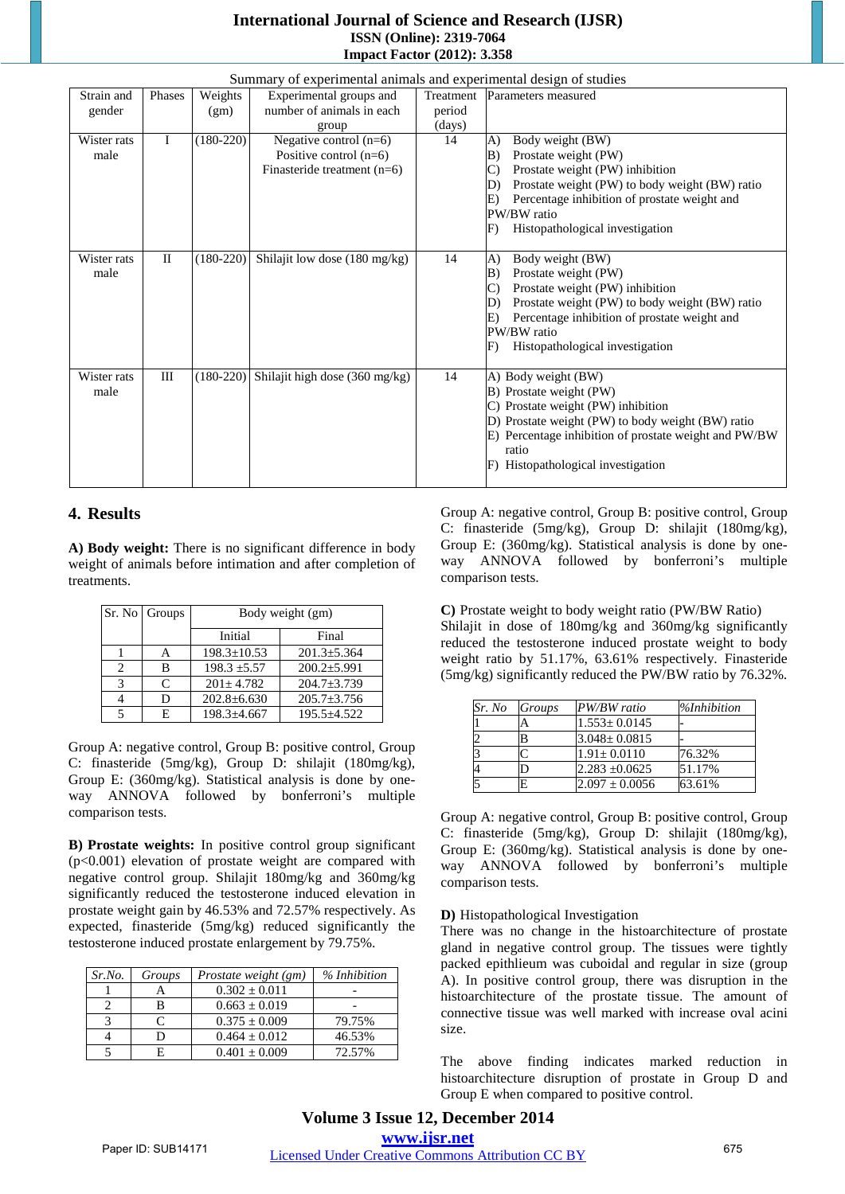Summary of experimental animals and experimental design of studies

| Strain and gender | Phases | Weights (gm) | Experimental groups and number of animals in each group | Treatment period (days) | Parameters measured |
|---|---|---|---|---|---|
| Wister rats male | I | (180-220) | Negative control (n=6)<br>Positive control (n=6)<br>Finasteride treatment (n=6) | 14 | A) Body weight (BW)<br>B) Prostate weight (PW)<br>C) Prostate weight (PW) inhibition<br>D) Prostate weight (PW) to body weight (BW) ratio<br>E) Percentage inhibition of prostate weight and PW/BW ratio<br>F) Histopathological investigation |
| Wister rats male | II | (180-220) | Shilajit low dose (180 mg/kg) | 14 | A) Body weight (BW)<br>B) Prostate weight (PW)<br>C) Prostate weight (PW) inhibition<br>D) Prostate weight (PW) to body weight (BW) ratio<br>E) Percentage inhibition of prostate weight and PW/BW ratio<br>F) Histopathological investigation |
| Wister rats male | III | (180-220) | Shilajit high dose (360 mg/kg) | 14 | A) Body weight (BW)<br>B) Prostate weight (PW)<br>C) Prostate weight (PW) inhibition<br>D) Prostate weight (PW) to body weight (BW) ratio<br>E) Percentage inhibition of prostate weight and PW/BW ratio<br>F) Histopathological investigation |

## 4. Results

**A) Body weight:** There is no significant difference in body weight of animals before intimation and after completion of treatments.

| Sr. No | Groups | Body weight (gm) | |
|---|---|---|---|
| | | Initial | Final |
| 1 | A | 198.3±10.53 | 201.3±5.364 |
| 2 | B | 198.3 ±5.57 | 200.2±5.991 |
| 3 | C | 201± 4.782 | 204.7±3.739 |
| 4 | D | 202.8±6.630 | 205.7±3.756 |
| 5 | E | 198.3±4.667 | 195.5±4.522 |

Group A: negative control, Group B: positive control, Group C: finasteride (5mg/kg), Group D: shilajit (180mg/kg), Group E: (360mg/kg). Statistical analysis is done by one-way ANNOVA followed by bonferroni's multiple comparison tests.

**B) Prostate weights:** In positive control group significant ($p<0.001$) elevation of prostate weight are compared with negative control group. Shilajit 180mg/kg and 360mg/kg significantly reduced the testosterone induced elevation in prostate weight gain by 46.53% and 72.57% respectively. As expected, finasteride (5mg/kg) reduced significantly the testosterone induced prostate enlargement by 79.75%.

| Sr.No. | Groups | Prostate weight (gm) | % Inhibition |
|---|---|---|---|
| 1 | A | 0.302 ± 0.011 | - |
| 2 | B | 0.663 ± 0.019 | - |
| 3 | C | 0.375 ± 0.009 | 79.75% |
| 4 | D | 0.464 ± 0.012 | 46.53% |
| 5 | E | 0.401 ± 0.009 | 72.57% |

Group A: negative control, Group B: positive control, Group C: finasteride (5mg/kg), Group D: shilajit (180mg/kg), Group E: (360mg/kg). Statistical analysis is done by one-way ANNOVA followed by bonferroni's multiple comparison tests.

**C)** Prostate weight to body weight ratio (PW/BW Ratio)
Shilajit in dose of 180mg/kg and 360mg/kg significantly reduced the testosterone induced prostate weight to body weight ratio by 51.17%, 63.61% respectively. Finasteride (5mg/kg) significantly reduced the PW/BW ratio by 76.32%.

| *Sr. No* | *Groups* | *PW/BW ratio* | *%Inhibition* |
|---|---|---|---|
| 1 | A | 1.553± 0.0145 | - |
| 2 | B | 3.048± 0.0815 | - |
| 3 | C | 1.91± 0.0110 | 76.32% |
| 4 | D | 2.283 ±0.0625 | 51.17% |
| 5 | E | 2.097 ± 0.0056 | 63.61% |

Group A: negative control, Group B: positive control, Group C: finasteride (5mg/kg), Group D: shilajit (180mg/kg), Group E: (360mg/kg). Statistical analysis is done by one-way ANNOVA followed by bonferroni's multiple comparison tests.

**D)** Histopathological Investigation
There was no change in the histoarchitecture of prostate gland in negative control group. The tissues were tightly packed epithlieum was cuboidal and regular in size (group A). In positive control group, there was disruption in the histoarchitecture of the prostate tissue. The amount of connective tissue was well marked with increase oval acini size.

The above finding indicates marked reduction in histoarchitecture disruption of prostate in Group D and Group E when compared to positive control.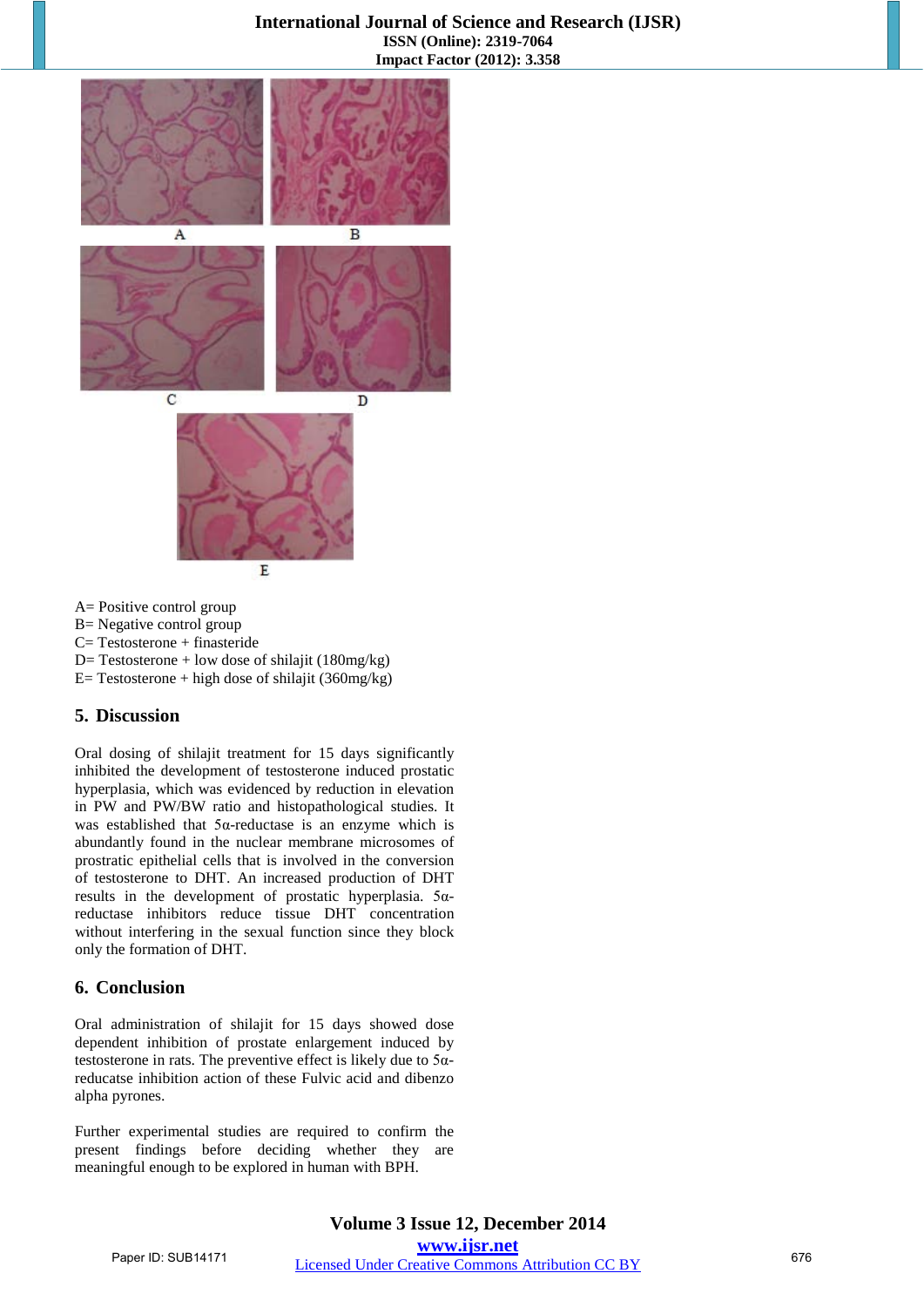A

B

C

D

E

A= Positive control group
B= Negative control group
C= Testosterone + finasteride
D= Testosterone + low dose of shilajit (180mg/kg)
E= Testosterone + high dose of shilajit (360mg/kg)

## 5. Discussion

Oral dosing of shilajit treatment for 15 days significantly inhibited the development of testosterone induced prostatic hyperplasia, which was evidenced by reduction in elevation in PW and PW/BW ratio and histopathological studies. It was established that 5α-reductase is an enzyme which is abundantly found in the nuclear membrane microsomes of prostratic epithelial cells that is involved in the conversion of testosterone to DHT. An increased production of DHT results in the development of prostatic hyperplasia. 5α-reductase inhibitors reduce tissue DHT concentration without interfering in the sexual function since they block only the formation of DHT.

## 6. Conclusion

Oral administration of shilajit for 15 days showed dose dependent inhibition of prostate enlargement induced by testosterone in rats. The preventive effect is likely due to 5α-reducatse inhibition action of these Fulvic acid and dibenzo alpha pyrones.

Further experimental studies are required to confirm the present findings before deciding whether they are meaningful enough to be explored in human with BPH.